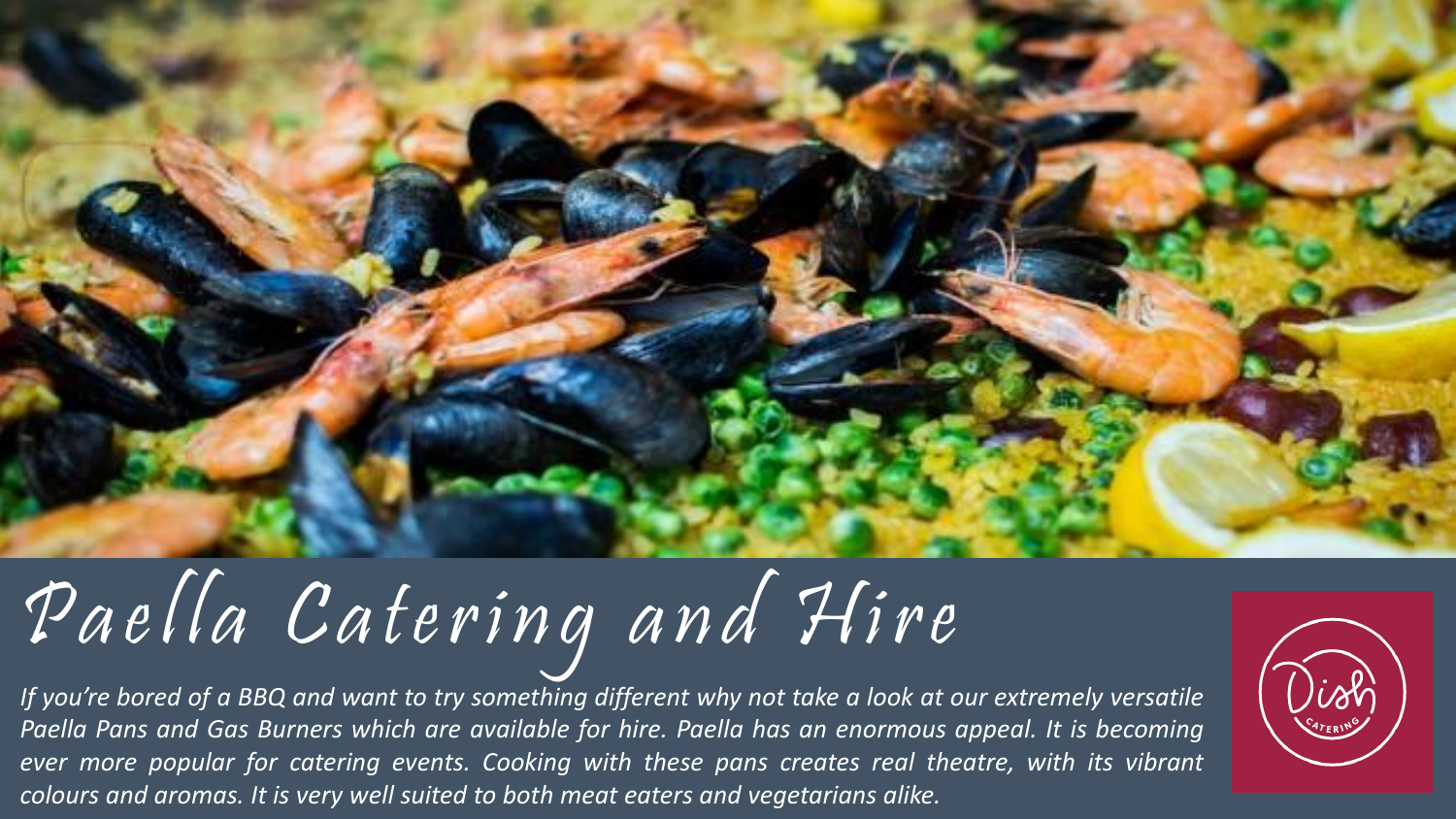# Paella Catering and Hire

*If you're bored of a BBQ and want to try something different why not take a look at our extremely versatile Paella Pans and Gas Burners which are available for hire. Paella has an enormous appeal. It is becoming ever more popular for catering events. Cooking with these pans creates real theatre, with its vibrant colours and aromas. It is very well suited to both meat eaters and vegetarians alike.*

Dish CATERING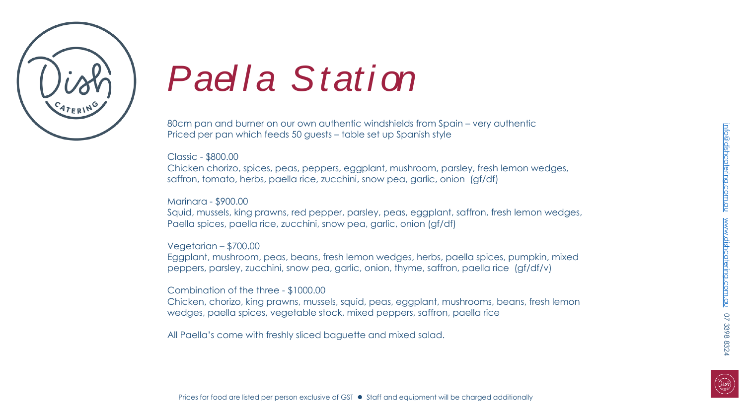# *Paella Station*

80cm pan and burner on our own authentic windshields from Spain – very authentic
Priced per pan which feeds 50 guests – table set up Spanish style

Classic - $800.00
Chicken chorizo, spices, peas, peppers, eggplant, mushroom, parsley, fresh lemon wedges, saffron, tomato, herbs, paella rice, zucchini, snow pea, garlic, onion (gf/df)

Marinara - $900.00
Squid, mussels, king prawns, red pepper, parsley, peas, eggplant, saffron, fresh lemon wedges, Paella spices, paella rice, zucchini, snow pea, garlic, onion (gf/df)

Vegetarian – $700.00
Eggplant, mushroom, peas, beans, fresh lemon wedges, herbs, paella spices, pumpkin, mixed peppers, parsley, zucchini, snow pea, garlic, onion, thyme, saffron, paella rice (gf/df/v)

Combination of the three - $1000.00
Chicken, chorizo, king prawns, mussels, squid, peas, eggplant, mushrooms, beans, fresh lemon wedges, paella spices, vegetable stock, mixed peppers, saffron, paella rice

All Paella's come with freshly sliced baguette and mixed salad.

Prices for food are listed per person exclusive of GST ● Staff and equipment will be charged additionally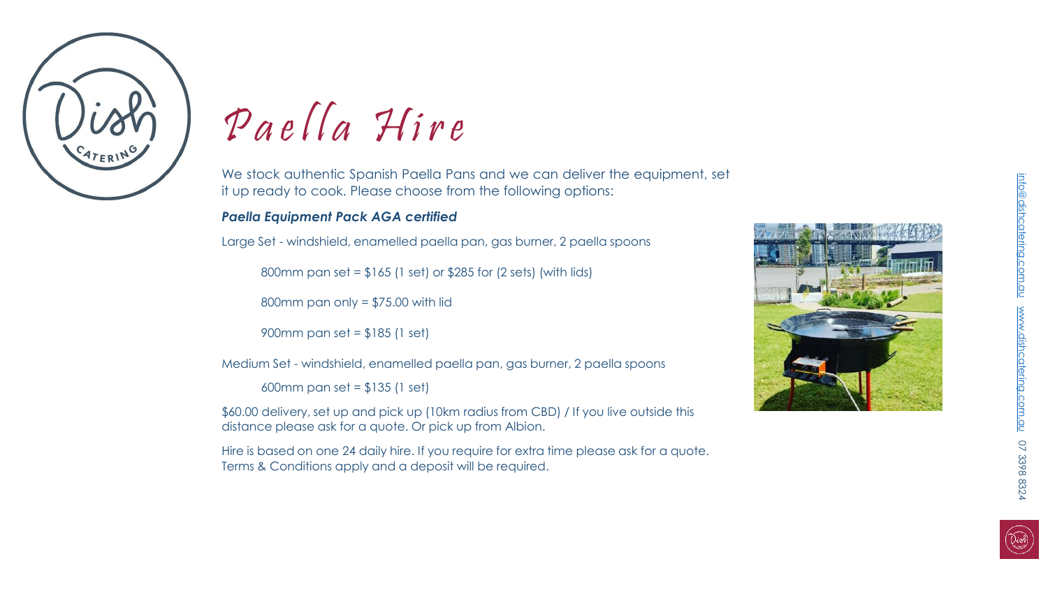# Paella Hire

We stock authentic Spanish Paella Pans and we can deliver the equipment, set it up ready to cook. Please choose from the following options:

***Paella Equipment Pack AGA certified***

Large Set - windshield, enamelled paella pan, gas burner, 2 paella spoons

800mm pan set = $165 (1 set) or $285 for (2 sets) (with lids)

800mm pan only = $75.00 with lid

900mm pan set = $185 (1 set)

Medium Set - windshield, enamelled paella pan, gas burner, 2 paella spoons

600mm pan set = $135 (1 set)

$60.00 delivery, set up and pick up (10km radius from CBD) / If you live outside this distance please ask for a quote. Or pick up from Albion.

Hire is based on one 24 daily hire. If you require for extra time please ask for a quote. Terms & Conditions apply and a deposit will be required.

info@dishcatering.com.au www.dishcatering.com.au 07 3398 8324